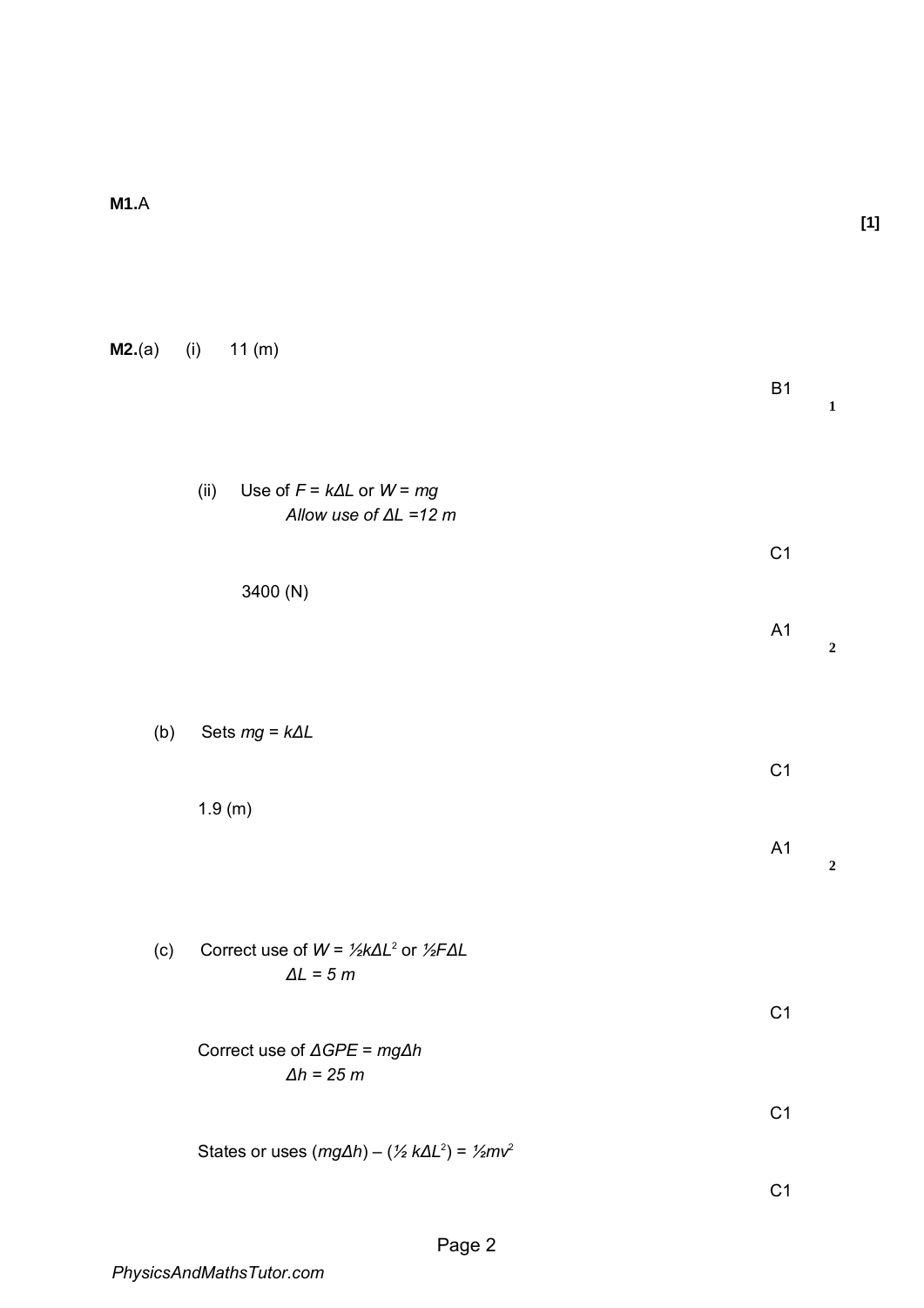**M1.** A

**[1]**

**M2.** (a) (i) 11 (m)

B1 **1**

(ii) Use of $F = k\Delta L$ or $W = mg$

*Allow use of $\Delta L$ =12 m*

C1

3400 (N)

A1 **2**

(b) Sets $mg = k\Delta L$

C1

1.9 (m)

A1 **2**

(c) Correct use of $W = \frac{1}{2}k\Delta L^2$ or $\frac{1}{2}F\Delta L$

*$\Delta L$ = 5 m*

C1

Correct use of $\Delta GPE = mg\Delta h$

*$\Delta h$ = 25 m*

C1

States or uses $(mg\Delta h) - (\frac{1}{2} k\Delta L^2) = \frac{1}{2}mv^2$

C1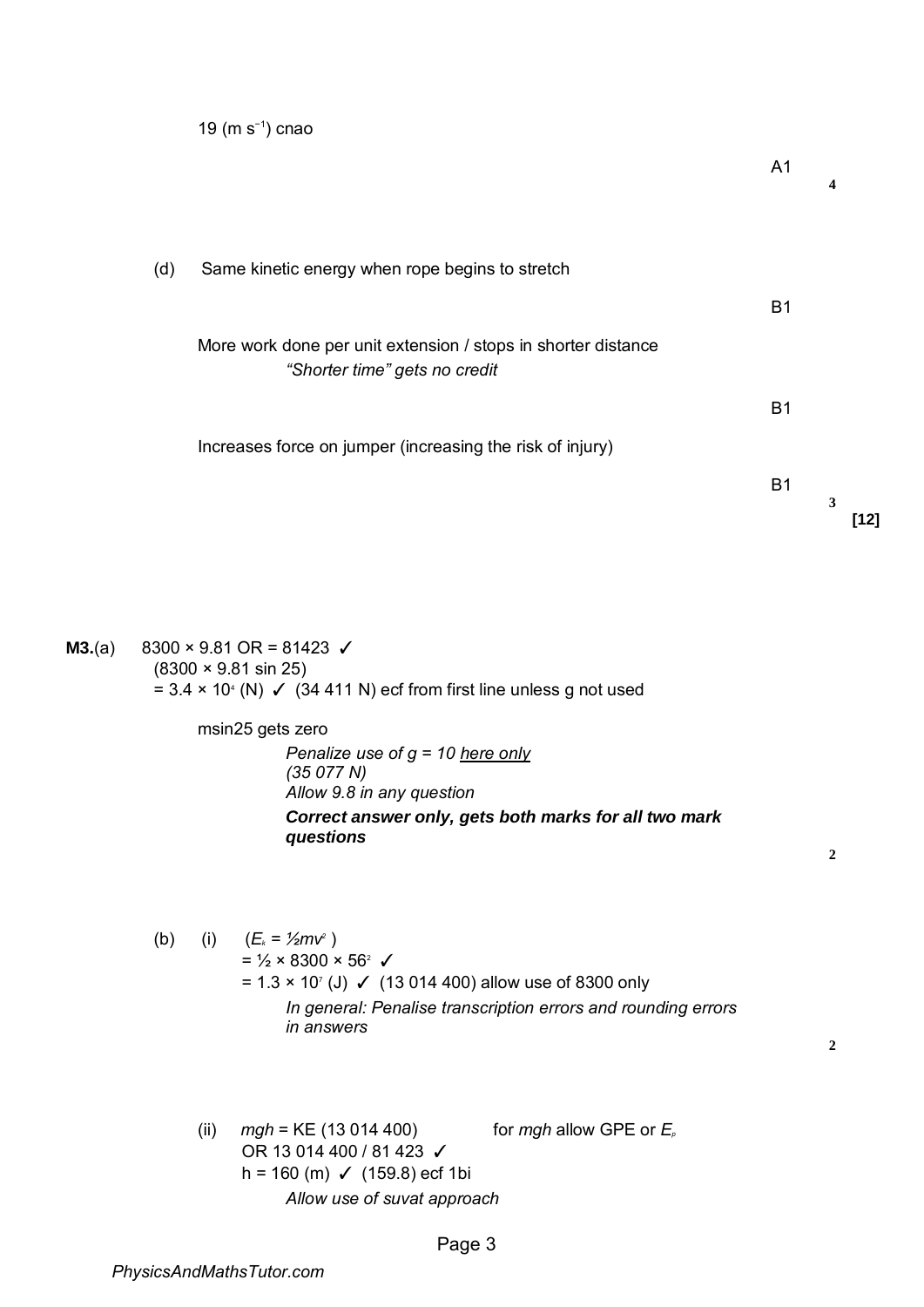19 (m $s^{-1}$) cnao

A1 **4**

(d) Same kinetic energy when rope begins to stretch

B1

More work done per unit extension / stops in shorter distance

*"Shorter time" gets no credit*

B1

Increases force on jumper (increasing the risk of injury)

B1 **3**

**[12]**

**M3.**(a) 8300 × 9.81 OR = 81423 ✓

(8300 × 9.81 sin 25)

= $3.4 \times 10^4$ (N) ✓ (34 411 N) ecf from first line unless g not used

msin25 gets zero

*Penalize use of g = 10 here only*

*(35 077 N)*

*Allow 9.8 in any question*

***Correct answer only, gets both marks for all two mark questions***

**2**

(b) (i) ($E_k = ½mv^2$ )

= ½ × 8300 × $56^2$ ✓

= $1.3 \times 10^7$ (J) ✓ (13 014 400) allow use of 8300 only

*In general: Penalise transcription errors and rounding errors in answers*

**2**

(ii) *mgh* = KE (13 014 400) for *mgh* allow GPE or $E_p$

OR 13 014 400 / 81 423 ✓

h = 160 (m) ✓ (159.8) ecf 1bi

*Allow use of suvat approach*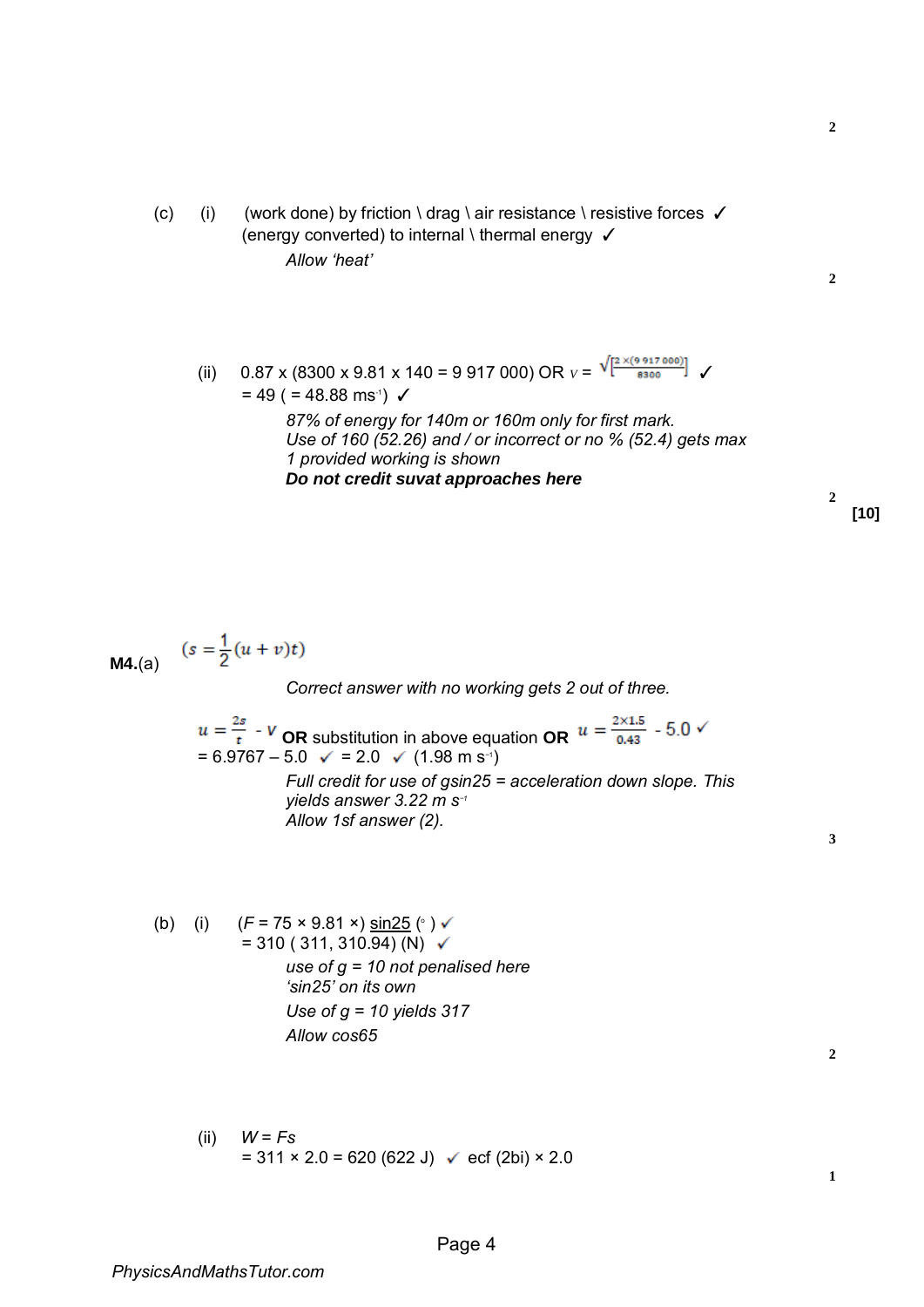2

(c) (i) (work done) by friction \ drag \ air resistance \ resistive forces ✓
(energy converted) to internal \ thermal energy ✓

*Allow 'heat'*

2

(ii) 0.87 x (8300 x 9.81 x 140 = 9 917 000) OR $v = \sqrt{\left[\frac{2 \times (9\,917\,000)}{8300}\right]}$ ✓
= 49 ( = 48.88 ms$^{-1}$) ✓

*87% of energy for 140m or 160m only for first mark.*
*Use of 160 (52.26) and / or incorrect or no % (52.4) gets max 1 provided working is shown*
***Do not credit suvat approaches here***

2

**[10]**

**M4.**(a) $(s = \frac{1}{2}(u + v)t)$

*Correct answer with no working gets 2 out of three.*

$u = \frac{2s}{t} - v$ **OR** substitution in above equation **OR** $u = \frac{2 \times 1.5}{0.43} - 5.0$ ✓
= 6.9767 – 5.0 ✓ = 2.0 ✓ (1.98 m s$^{-1}$)

*Full credit for use of gsin25 = acceleration down slope. This yields answer 3.22 m s$^{-1}$*
*Allow 1sf answer (2).*

3

(b) (i) ($F$ = 75 × 9.81 ×) sin25 (°) ✓
= 310 ( 311, 310.94) (N) ✓

*use of g = 10 not penalised here*
*'sin25' on its own*
*Use of g = 10 yields 317*
*Allow cos65*

2

(ii) $W = Fs$
= 311 × 2.0 = 620 (622 J) ✓ ecf (2bi) × 2.0

1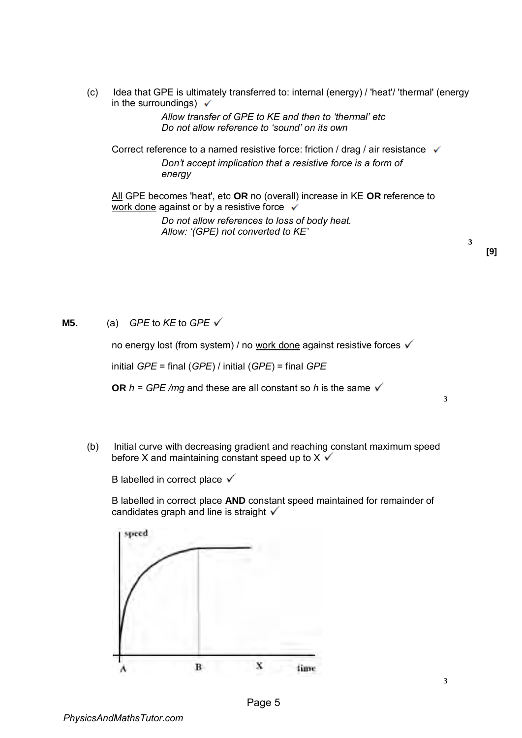(c) Idea that GPE is ultimately transferred to: internal (energy) / 'heat'/ 'thermal' (energy in the surroundings) ✓

*Allow transfer of GPE to KE and then to 'thermal' etc*
*Do not allow reference to 'sound' on its own*

Correct reference to a named resistive force: friction / drag / air resistance ✓

*Don't accept implication that a resistive force is a form of energy*

All GPE becomes 'heat', etc **OR** no (overall) increase in KE **OR** reference to work done against or by a resistive force ✓

*Do not allow references to loss of body heat.*
*Allow: '(GPE) not converted to KE'*

3

**[9]**

**M5.** (a) *GPE* to *KE* to *GPE* ✓

no energy lost (from system) / no work done against resistive forces ✓

initial *GPE* = final (*GPE*) / initial (*GPE*) = final *GPE*

**OR** $h = GPE/mg$ and these are all constant so $h$ is the same ✓

3

(b) Initial curve with decreasing gradient and reaching constant maximum speed before X and maintaining constant speed up to X ✓

B labelled in correct place ✓

B labelled in correct place **AND** constant speed maintained for remainder of candidates graph and line is straight ✓

3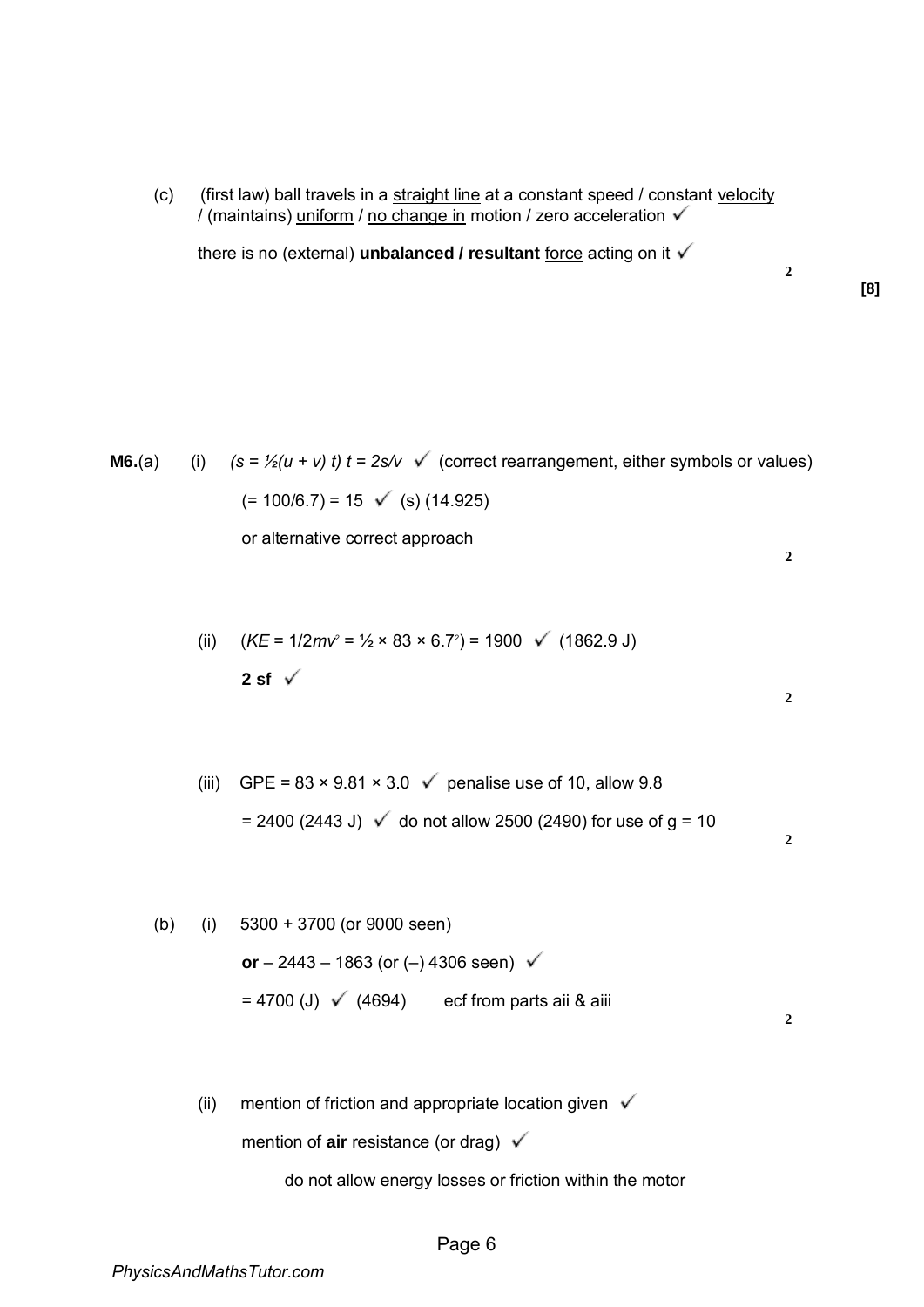(c) (first law) ball travels in a <u>straight line</u> at a constant speed / constant <u>velocity</u> / (maintains) <u>uniform</u> / <u>no change in</u> motion / zero acceleration ✓

there is no (external) **unbalanced / resultant** <u>force</u> acting on it ✓

2

**[8]**

**M6.**(a) (i) *($s = ½(u + v)\ t$) $t = 2s/v$* ✓ (correct rearrangement, either symbols or values)

(= 100/6.7) = 15 ✓ (s) (14.925)

or alternative correct approach

2

(ii) ($KE = 1/2mv^2 = ½ × 83 × 6.7^2$) = 1900 ✓ (1862.9 J)

**2 sf** ✓

2

(iii) GPE = 83 × 9.81 × 3.0 ✓ penalise use of 10, allow 9.8

= 2400 (2443 J) ✓ do not allow 2500 (2490) for use of g = 10

2

(b) (i) 5300 + 3700 (or 9000 seen)

**or** – 2443 – 1863 (or (–) 4306 seen) ✓

= 4700 (J) ✓ (4694) ecf from parts aii & aiii

2

(ii) mention of friction and appropriate location given ✓

mention of **air** resistance (or drag) ✓

do not allow energy losses or friction within the motor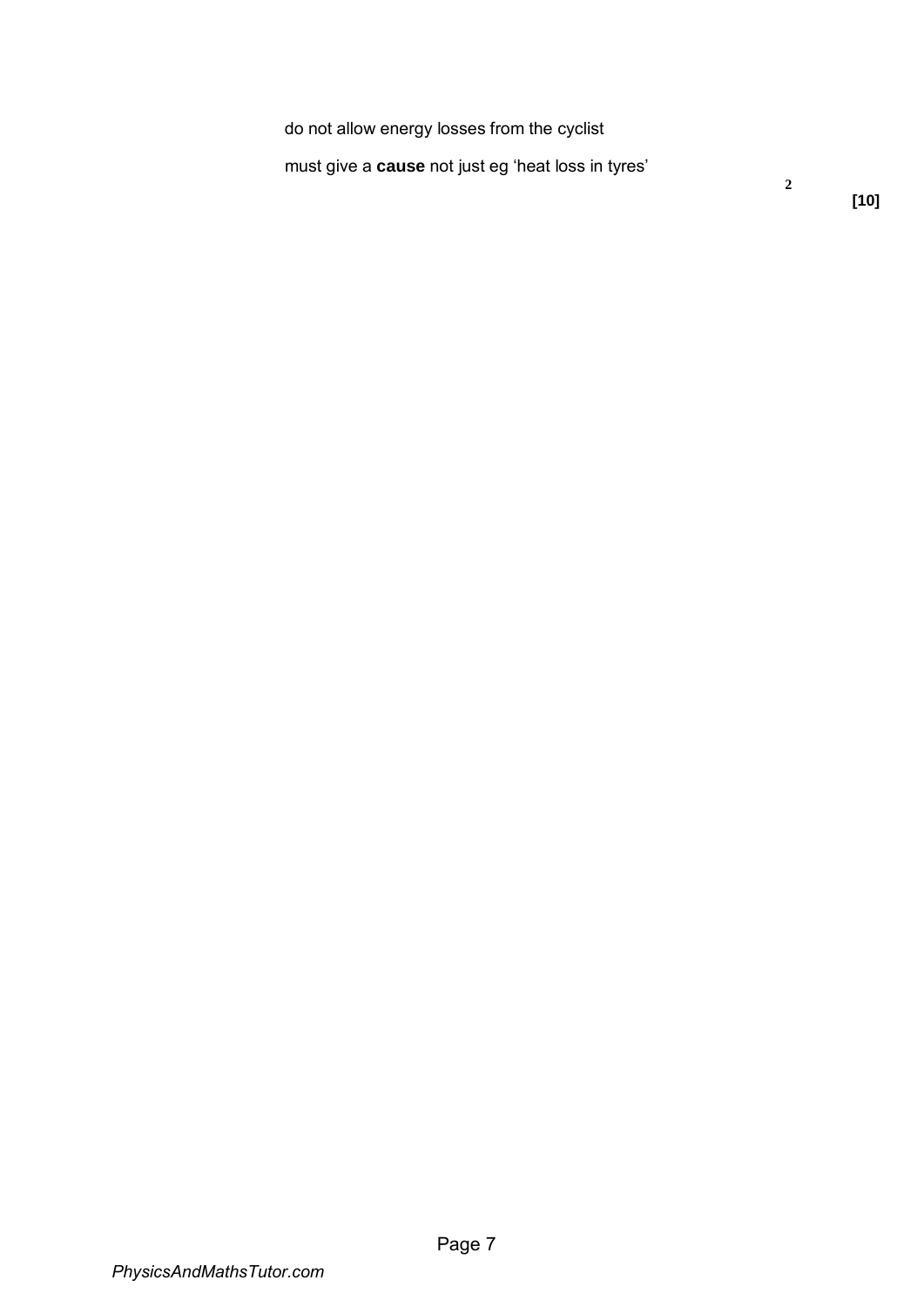do not allow energy losses from the cyclist

must give a **cause** not just eg ‘heat loss in tyres’

2

**[10]**